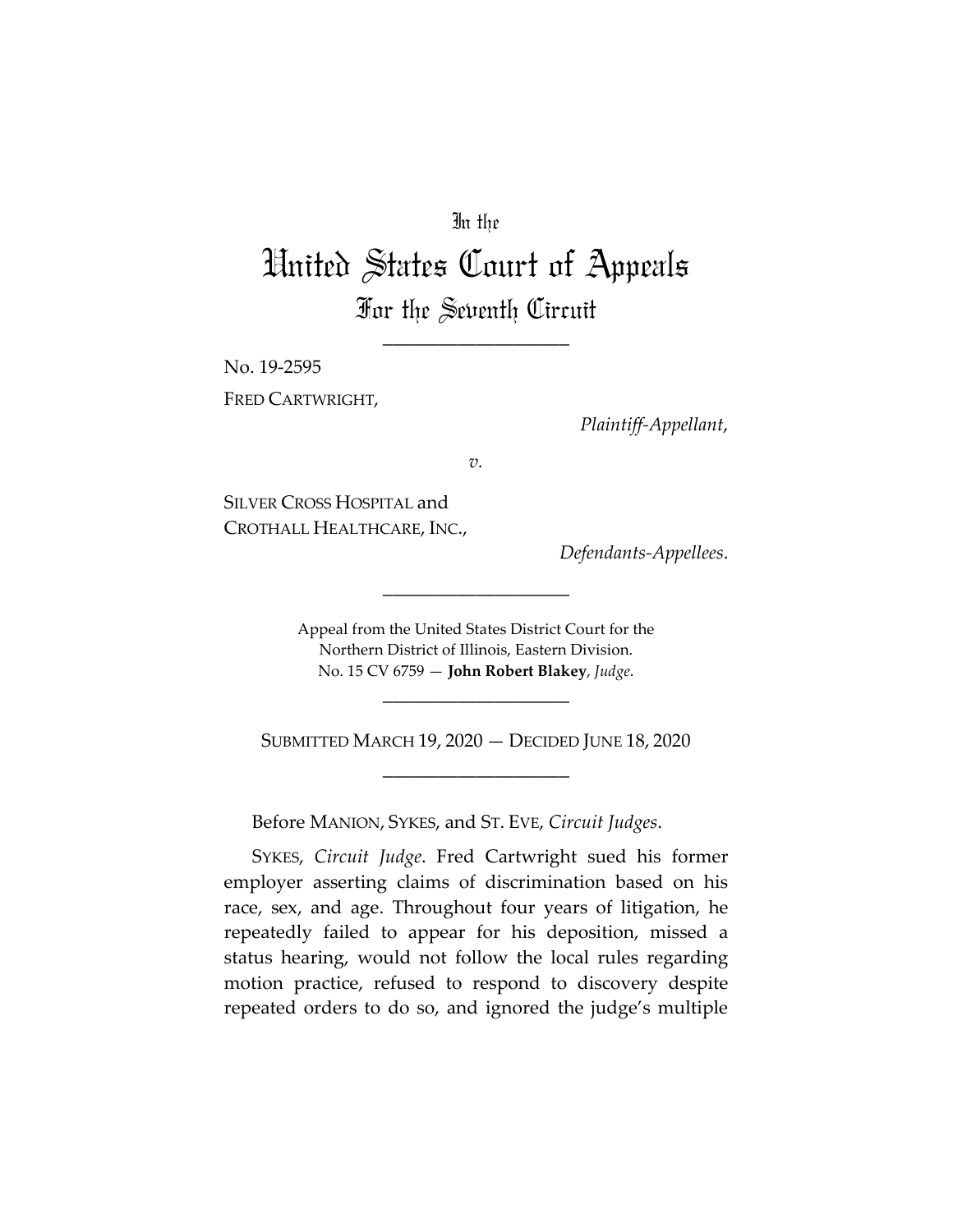In the

# United States Court of Appeals

## For the Seventh Circuit

____________________

No. 19-2595

FRED CARTWRIGHT,

*Plaintiff-Appellant*,

*v.*

SILVER CROSS HOSPITAL and CROTHALL HEALTHCARE, INC.,

*Defendants-Appellees*.

____________________

Appeal from the United States District Court for the Northern District of Illinois, Eastern Division.
No. 15 CV 6759 — **John Robert Blakey**, *Judge*.

____________________

SUBMITTED MARCH 19, 2020 — DECIDED JUNE 18, 2020

____________________

Before MANION, SYKES, and ST. EVE, *Circuit Judges*.

SYKES, *Circuit Judge*. Fred Cartwright sued his former employer asserting claims of discrimination based on his race, sex, and age. Throughout four years of litigation, he repeatedly failed to appear for his deposition, missed a status hearing, would not follow the local rules regarding motion practice, refused to respond to discovery despite repeated orders to do so, and ignored the judge's multiple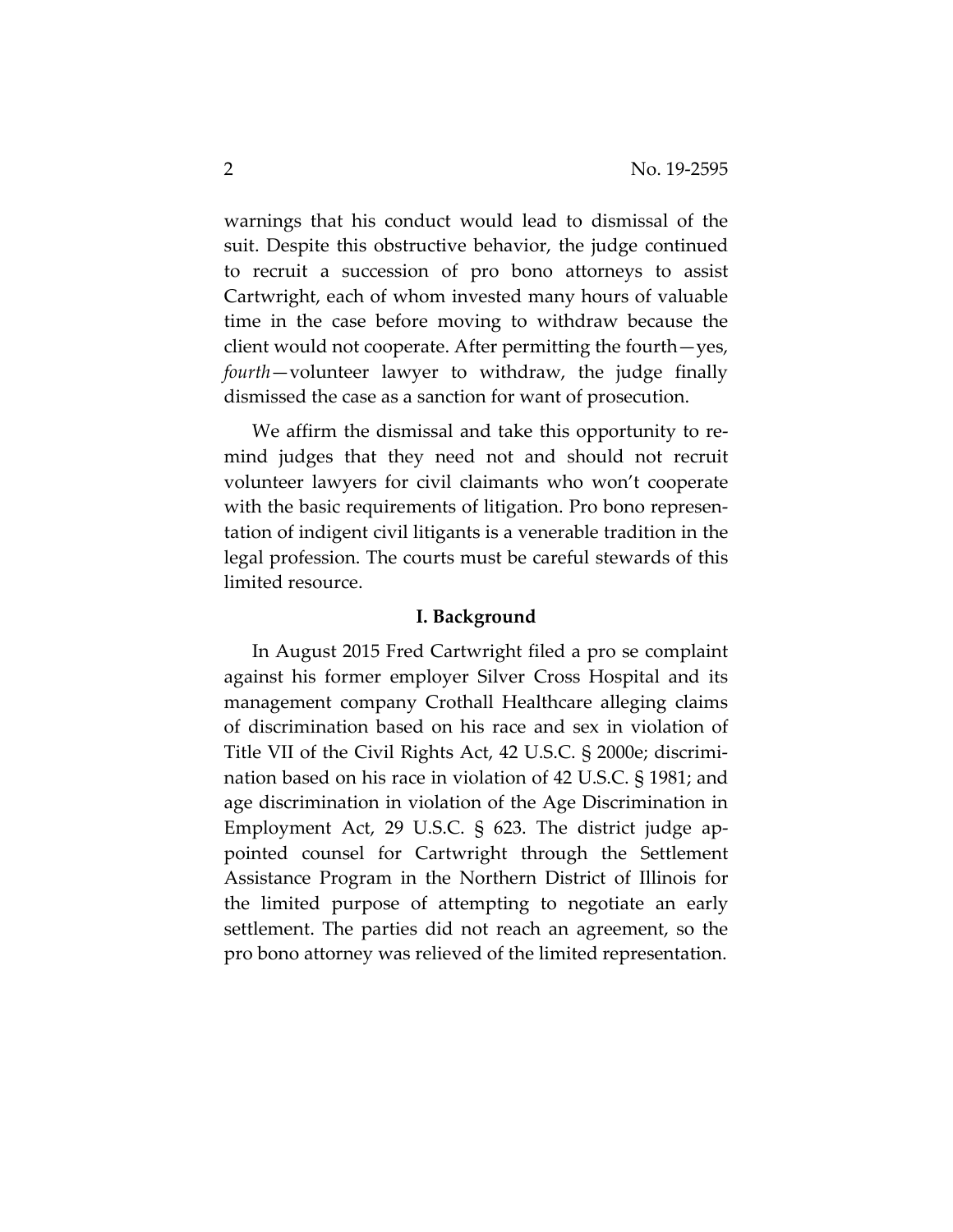warnings that his conduct would lead to dismissal of the suit. Despite this obstructive behavior, the judge continued to recruit a succession of pro bono attorneys to assist Cartwright, each of whom invested many hours of valuable time in the case before moving to withdraw because the client would not cooperate. After permitting the fourth—yes, *fourth*—volunteer lawyer to withdraw, the judge finally dismissed the case as a sanction for want of prosecution.

We affirm the dismissal and take this opportunity to remind judges that they need not and should not recruit volunteer lawyers for civil claimants who won't cooperate with the basic requirements of litigation. Pro bono representation of indigent civil litigants is a venerable tradition in the legal profession. The courts must be careful stewards of this limited resource.

## I. Background

In August 2015 Fred Cartwright filed a pro se complaint against his former employer Silver Cross Hospital and its management company Crothall Healthcare alleging claims of discrimination based on his race and sex in violation of Title VII of the Civil Rights Act, 42 U.S.C. § 2000e; discrimination based on his race in violation of 42 U.S.C. § 1981; and age discrimination in violation of the Age Discrimination in Employment Act, 29 U.S.C. § 623. The district judge appointed counsel for Cartwright through the Settlement Assistance Program in the Northern District of Illinois for the limited purpose of attempting to negotiate an early settlement. The parties did not reach an agreement, so the pro bono attorney was relieved of the limited representation.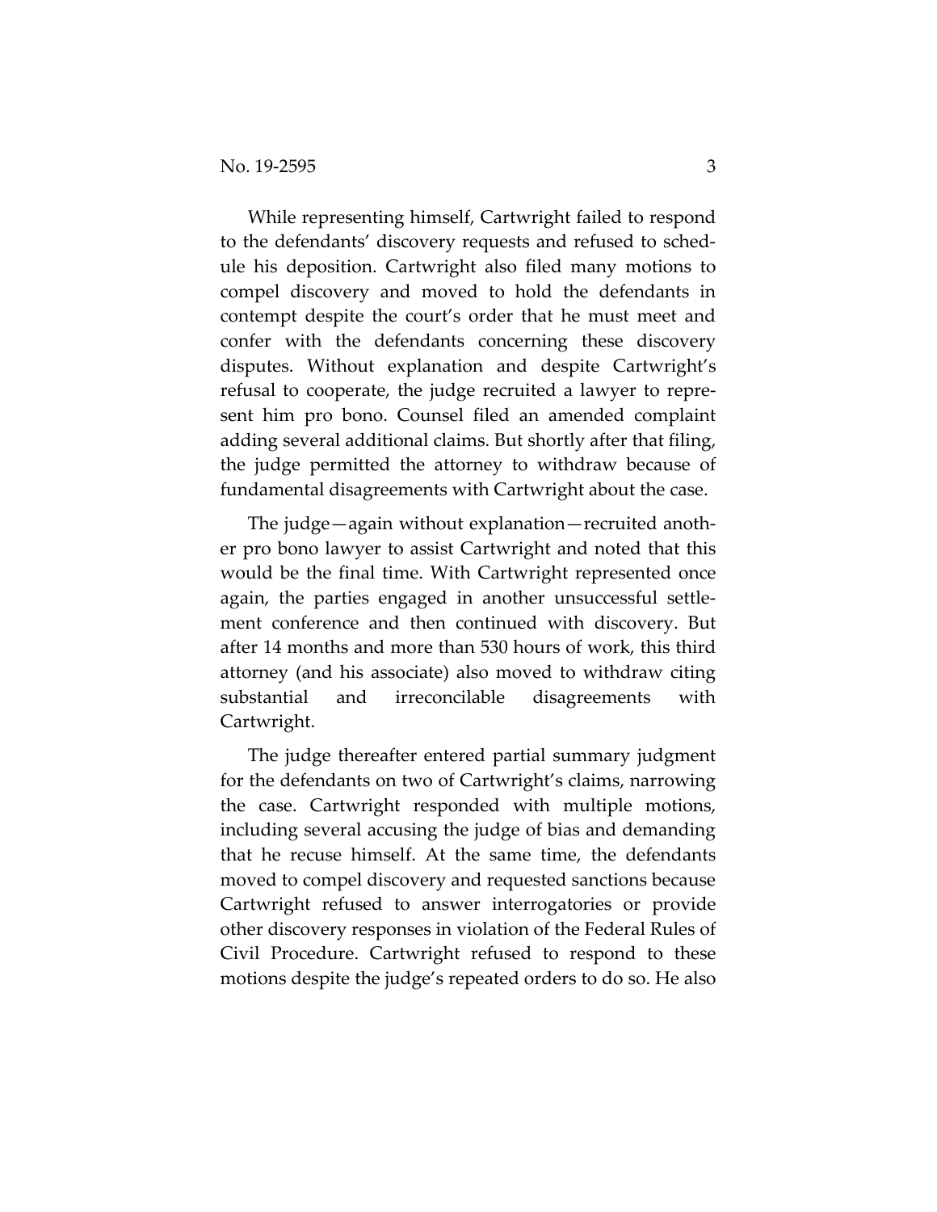While representing himself, Cartwright failed to respond to the defendants' discovery requests and refused to schedule his deposition. Cartwright also filed many motions to compel discovery and moved to hold the defendants in contempt despite the court's order that he must meet and confer with the defendants concerning these discovery disputes. Without explanation and despite Cartwright's refusal to cooperate, the judge recruited a lawyer to represent him pro bono. Counsel filed an amended complaint adding several additional claims. But shortly after that filing, the judge permitted the attorney to withdraw because of fundamental disagreements with Cartwright about the case.

The judge—again without explanation—recruited another pro bono lawyer to assist Cartwright and noted that this would be the final time. With Cartwright represented once again, the parties engaged in another unsuccessful settlement conference and then continued with discovery. But after 14 months and more than 530 hours of work, this third attorney (and his associate) also moved to withdraw citing substantial and irreconcilable disagreements with Cartwright.

The judge thereafter entered partial summary judgment for the defendants on two of Cartwright's claims, narrowing the case. Cartwright responded with multiple motions, including several accusing the judge of bias and demanding that he recuse himself. At the same time, the defendants moved to compel discovery and requested sanctions because Cartwright refused to answer interrogatories or provide other discovery responses in violation of the Federal Rules of Civil Procedure. Cartwright refused to respond to these motions despite the judge's repeated orders to do so. He also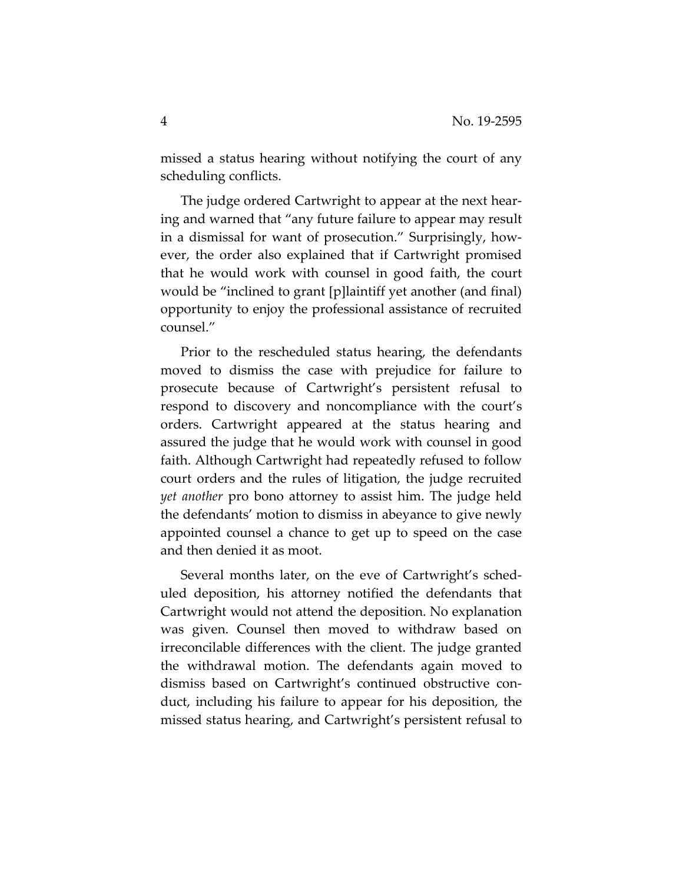missed a status hearing without notifying the court of any scheduling conflicts.

The judge ordered Cartwright to appear at the next hearing and warned that "any future failure to appear may result in a dismissal for want of prosecution." Surprisingly, however, the order also explained that if Cartwright promised that he would work with counsel in good faith, the court would be "inclined to grant [p]laintiff yet another (and final) opportunity to enjoy the professional assistance of recruited counsel."

Prior to the rescheduled status hearing, the defendants moved to dismiss the case with prejudice for failure to prosecute because of Cartwright's persistent refusal to respond to discovery and noncompliance with the court's orders. Cartwright appeared at the status hearing and assured the judge that he would work with counsel in good faith. Although Cartwright had repeatedly refused to follow court orders and the rules of litigation, the judge recruited *yet another* pro bono attorney to assist him. The judge held the defendants' motion to dismiss in abeyance to give newly appointed counsel a chance to get up to speed on the case and then denied it as moot.

Several months later, on the eve of Cartwright's scheduled deposition, his attorney notified the defendants that Cartwright would not attend the deposition. No explanation was given. Counsel then moved to withdraw based on irreconcilable differences with the client. The judge granted the withdrawal motion. The defendants again moved to dismiss based on Cartwright's continued obstructive conduct, including his failure to appear for his deposition, the missed status hearing, and Cartwright's persistent refusal to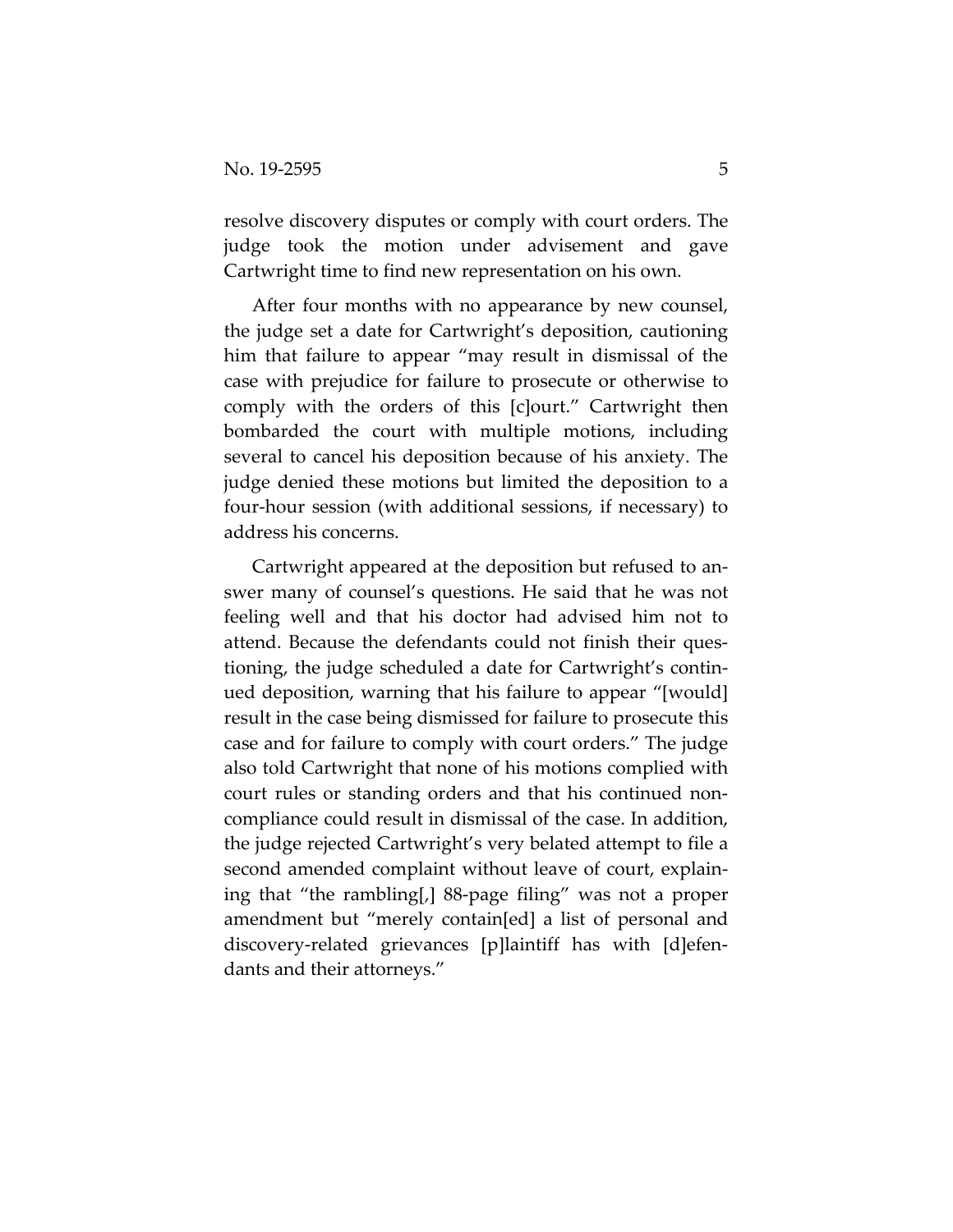resolve discovery disputes or comply with court orders. The judge took the motion under advisement and gave Cartwright time to find new representation on his own.

After four months with no appearance by new counsel, the judge set a date for Cartwright's deposition, cautioning him that failure to appear "may result in dismissal of the case with prejudice for failure to prosecute or otherwise to comply with the orders of this [c]ourt." Cartwright then bombarded the court with multiple motions, including several to cancel his deposition because of his anxiety. The judge denied these motions but limited the deposition to a four-hour session (with additional sessions, if necessary) to address his concerns.

Cartwright appeared at the deposition but refused to answer many of counsel's questions. He said that he was not feeling well and that his doctor had advised him not to attend. Because the defendants could not finish their questioning, the judge scheduled a date for Cartwright's continued deposition, warning that his failure to appear "[would] result in the case being dismissed for failure to prosecute this case and for failure to comply with court orders." The judge also told Cartwright that none of his motions complied with court rules or standing orders and that his continued noncompliance could result in dismissal of the case. In addition, the judge rejected Cartwright's very belated attempt to file a second amended complaint without leave of court, explaining that "the rambling[,] 88-page filing" was not a proper amendment but "merely contain[ed] a list of personal and discovery-related grievances [p]laintiff has with [d]efendants and their attorneys."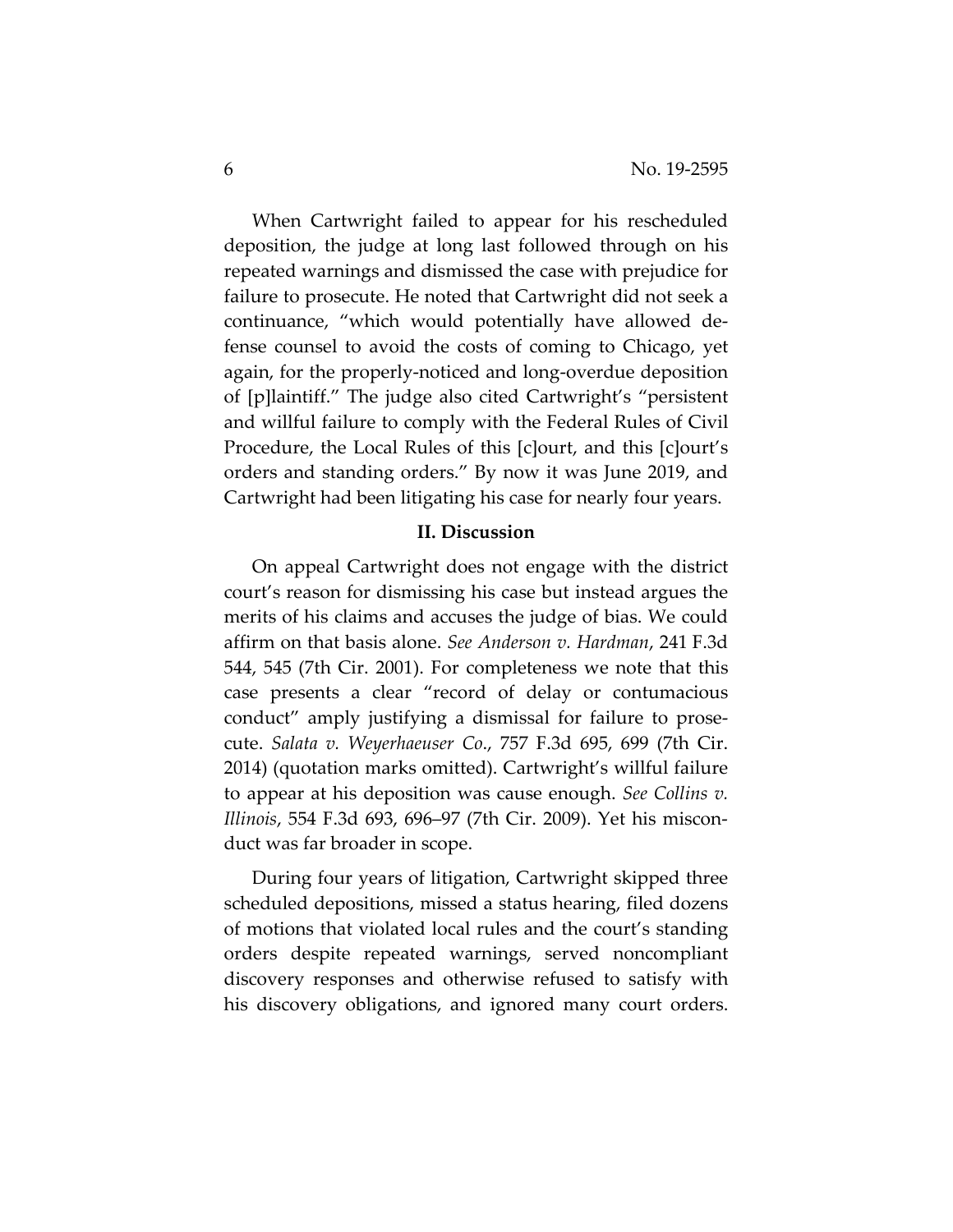When Cartwright failed to appear for his rescheduled deposition, the judge at long last followed through on his repeated warnings and dismissed the case with prejudice for failure to prosecute. He noted that Cartwright did not seek a continuance, "which would potentially have allowed defense counsel to avoid the costs of coming to Chicago, yet again, for the properly-noticed and long-overdue deposition of [p]laintiff." The judge also cited Cartwright's "persistent and willful failure to comply with the Federal Rules of Civil Procedure, the Local Rules of this [c]ourt, and this [c]ourt's orders and standing orders." By now it was June 2019, and Cartwright had been litigating his case for nearly four years.

## II. Discussion

On appeal Cartwright does not engage with the district court's reason for dismissing his case but instead argues the merits of his claims and accuses the judge of bias. We could affirm on that basis alone. *See Anderson v. Hardman*, 241 F.3d 544, 545 (7th Cir. 2001). For completeness we note that this case presents a clear "record of delay or contumacious conduct" amply justifying a dismissal for failure to prosecute. *Salata v. Weyerhaeuser Co.*, 757 F.3d 695, 699 (7th Cir. 2014) (quotation marks omitted). Cartwright's willful failure to appear at his deposition was cause enough. *See Collins v. Illinois*, 554 F.3d 693, 696–97 (7th Cir. 2009). Yet his misconduct was far broader in scope.

During four years of litigation, Cartwright skipped three scheduled depositions, missed a status hearing, filed dozens of motions that violated local rules and the court's standing orders despite repeated warnings, served noncompliant discovery responses and otherwise refused to satisfy with his discovery obligations, and ignored many court orders.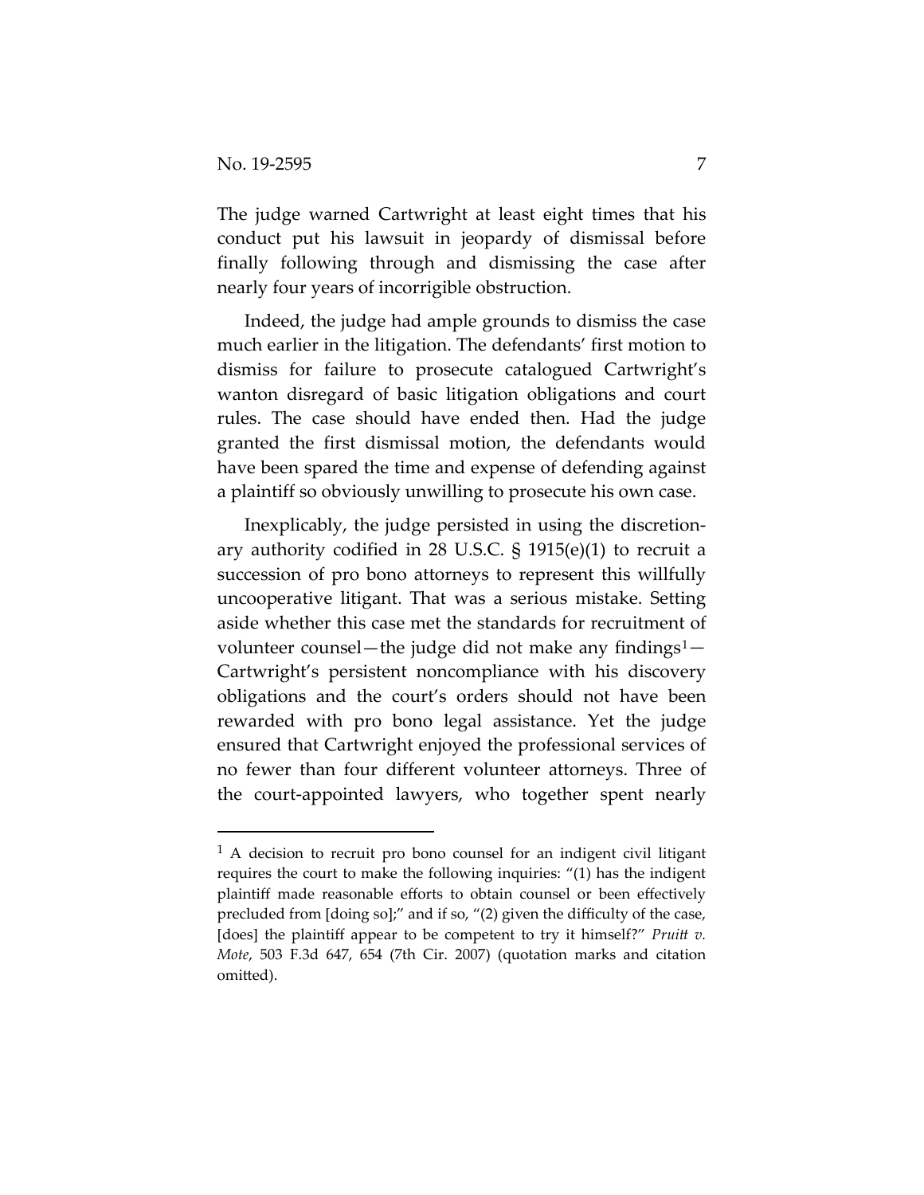The judge warned Cartwright at least eight times that his conduct put his lawsuit in jeopardy of dismissal before finally following through and dismissing the case after nearly four years of incorrigible obstruction.

Indeed, the judge had ample grounds to dismiss the case much earlier in the litigation. The defendants' first motion to dismiss for failure to prosecute catalogued Cartwright's wanton disregard of basic litigation obligations and court rules. The case should have ended then. Had the judge granted the first dismissal motion, the defendants would have been spared the time and expense of defending against a plaintiff so obviously unwilling to prosecute his own case.

Inexplicably, the judge persisted in using the discretionary authority codified in 28 U.S.C. § 1915(e)(1) to recruit a succession of pro bono attorneys to represent this willfully uncooperative litigant. That was a serious mistake. Setting aside whether this case met the standards for recruitment of volunteer counsel—the judge did not make any findings[1]—Cartwright's persistent noncompliance with his discovery obligations and the court's orders should not have been rewarded with pro bono legal assistance. Yet the judge ensured that Cartwright enjoyed the professional services of no fewer than four different volunteer attorneys. Three of the court-appointed lawyers, who together spent nearly

---

[1] A decision to recruit pro bono counsel for an indigent civil litigant requires the court to make the following inquiries: "(1) has the indigent plaintiff made reasonable efforts to obtain counsel or been effectively precluded from [doing so];" and if so, "(2) given the difficulty of the case, [does] the plaintiff appear to be competent to try it himself?" *Pruitt v. Mote*, 503 F.3d 647, 654 (7th Cir. 2007) (quotation marks and citation omitted).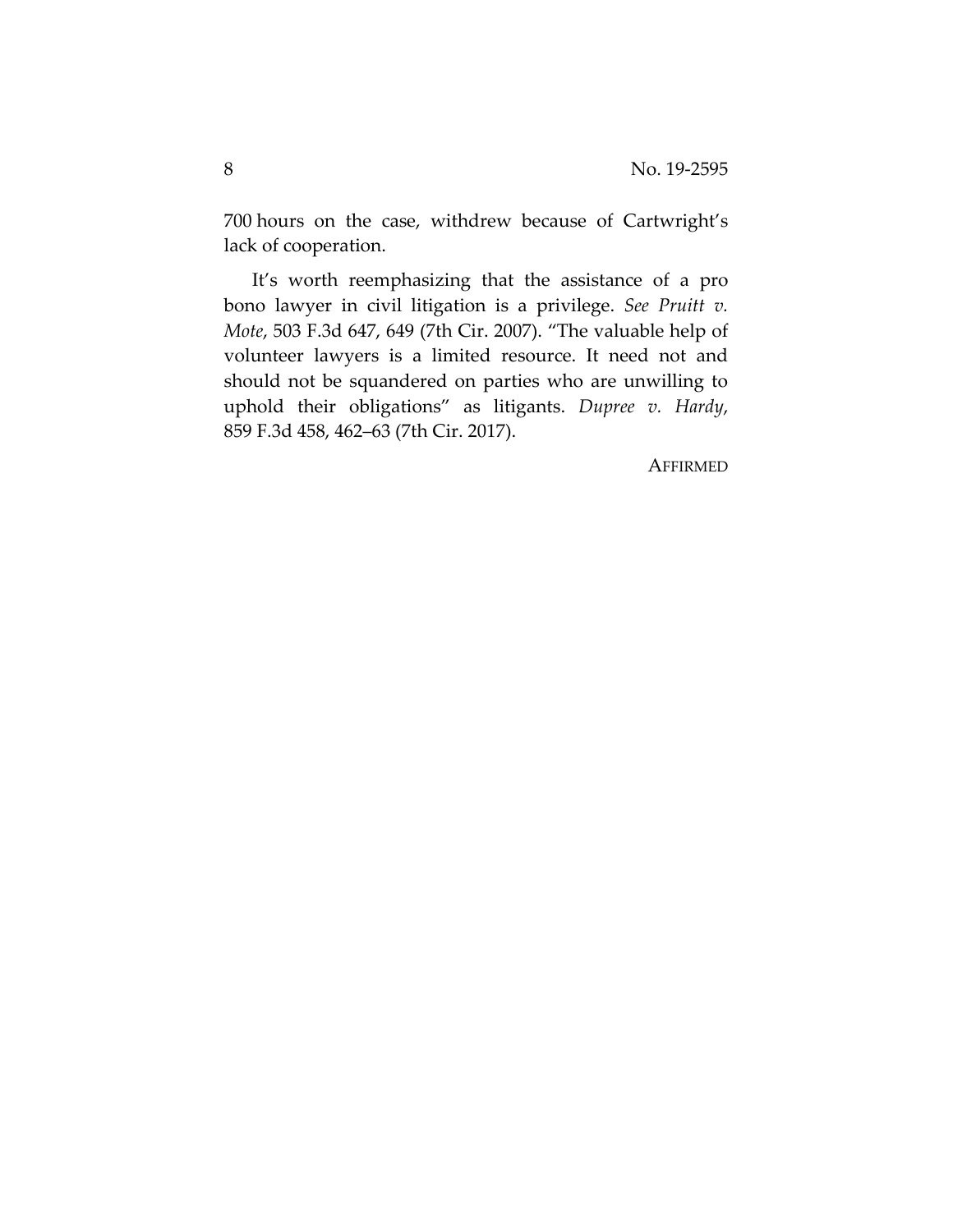700 hours on the case, withdrew because of Cartwright's lack of cooperation.

It's worth reemphasizing that the assistance of a pro bono lawyer in civil litigation is a privilege. *See Pruitt v. Mote*, 503 F.3d 647, 649 (7th Cir. 2007). "The valuable help of volunteer lawyers is a limited resource. It need not and should not be squandered on parties who are unwilling to uphold their obligations" as litigants. *Dupree v. Hardy*, 859 F.3d 458, 462–63 (7th Cir. 2017).

AFFIRMED